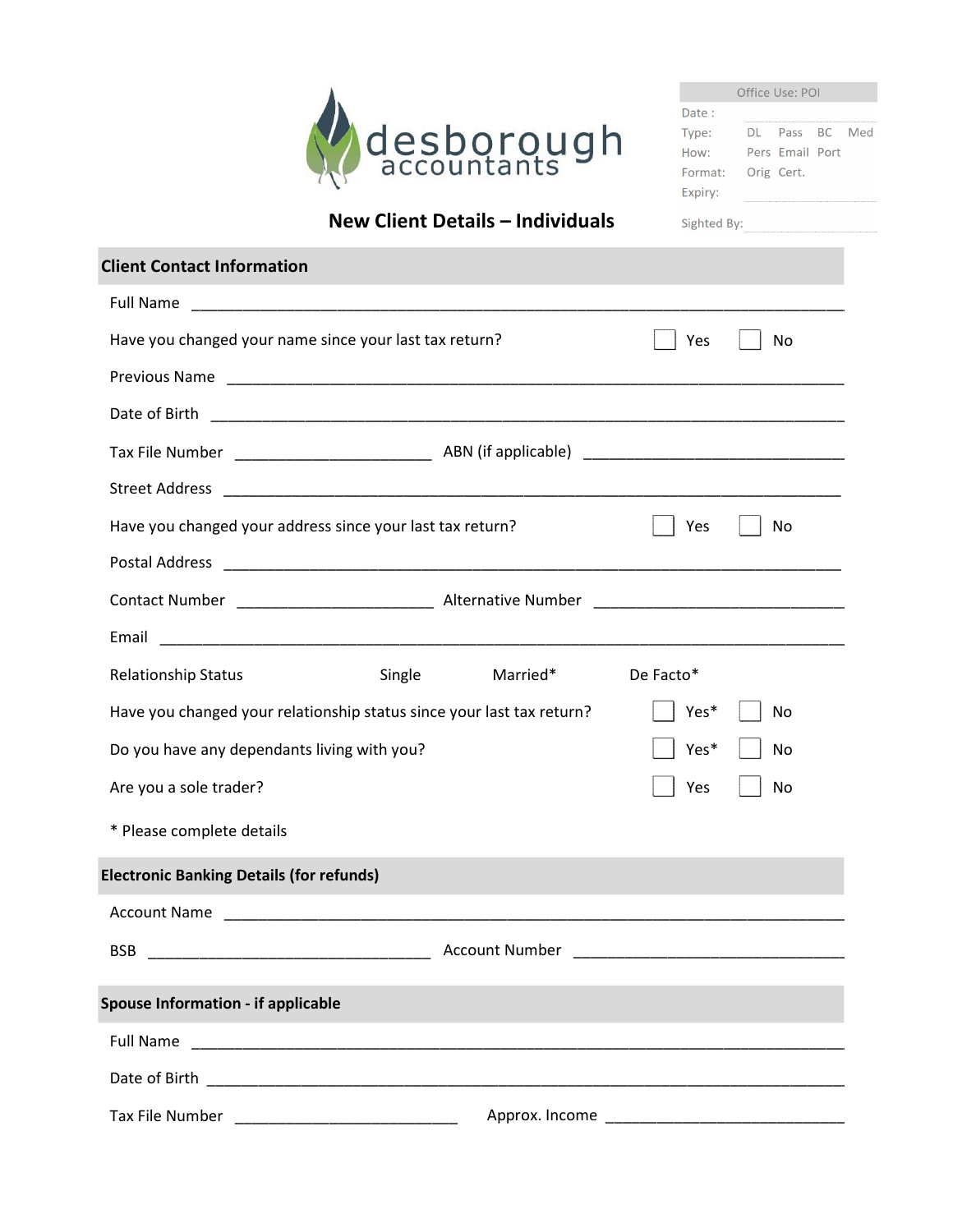desborough accountants

| Office Use: POI | |
|---|---|
| Date : | |
| Type: | DL Pass BC Med |
| How: | Pers Email Port |
| Format: | Orig Cert. |
| Expiry: | |
| Sighted By: | |

# New Client Details – Individuals

## Client Contact Information

Full Name ____________________________________________________________________________

Have you changed your name since your last tax return? ☐ Yes ☐ No

Previous Name ________________________________________________________________________

Date of Birth _________________________________________________________________________

Tax File Number ________________________ ABN (if applicable) ______________________________

Street Address ________________________________________________________________________

Have you changed your address since your last tax return? ☐ Yes ☐ No

Postal Address ________________________________________________________________________

Contact Number ________________________ Alternative Number ______________________________

Email ________________________________________________________________________________

Relationship Status Single Married* De Facto*

Have you changed your relationship status since your last tax return? ☐ Yes* ☐ No

Do you have any dependants living with you? ☐ Yes* ☐ No

Are you a sole trader? ☐ Yes ☐ No

* Please complete details

## Electronic Banking Details (for refunds)

Account Name ________________________________________________________________________

BSB ___________________________________ Account Number _________________________________

## Spouse Information - if applicable

Full Name ____________________________________________________________________________

Date of Birth _________________________________________________________________________

Tax File Number ____________________________ Approx. Income ______________________________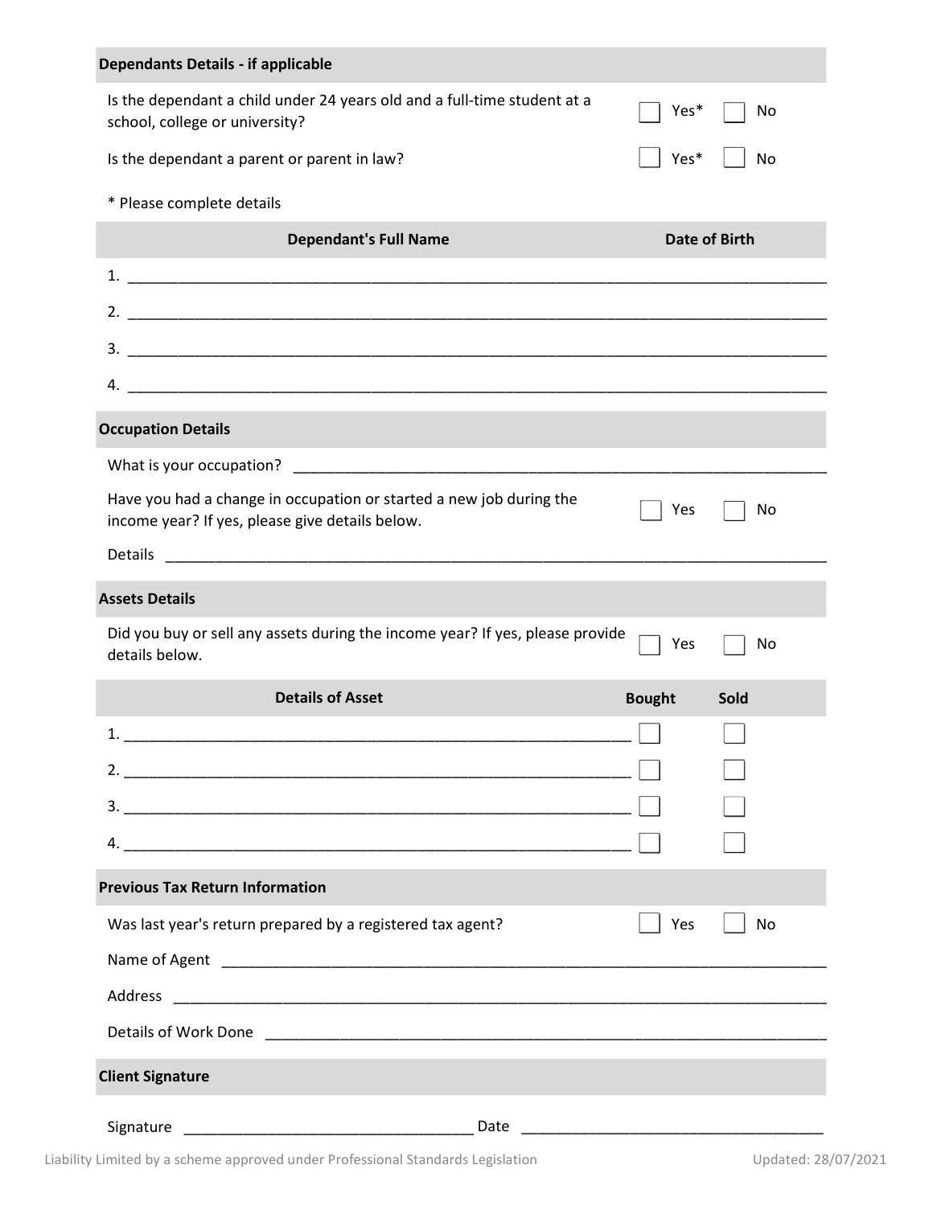## Dependants Details - if applicable

Is the dependant a child under 24 years old and a full-time student at a school, college or university? ☐ Yes* ☐ No

Is the dependant a parent or parent in law? ☐ Yes* ☐ No

* Please complete details

| Dependant's Full Name | Date of Birth |
|---|---|
| 1. | |
| 2. | |
| 3. | |
| 4. | |

## Occupation Details

What is your occupation? ____________________

Have you had a change in occupation or started a new job during the income year? If yes, please give details below. ☐ Yes ☐ No

Details ____________________

## Assets Details

Did you buy or sell any assets during the income year? If yes, please provide details below. ☐ Yes ☐ No

| Details of Asset | Bought | Sold |
|---|---|---|
| 1. | ☐ | ☐ |
| 2. | ☐ | ☐ |
| 3. | ☐ | ☐ |
| 4. | ☐ | ☐ |

## Previous Tax Return Information

Was last year's return prepared by a registered tax agent? ☐ Yes ☐ No

Name of Agent ____________________

Address ____________________

Details of Work Done ____________________

## Client Signature

Signature ____________________ Date ____________________

Liability Limited by a scheme approved under Professional Standards Legislation

Updated: 28/07/2021